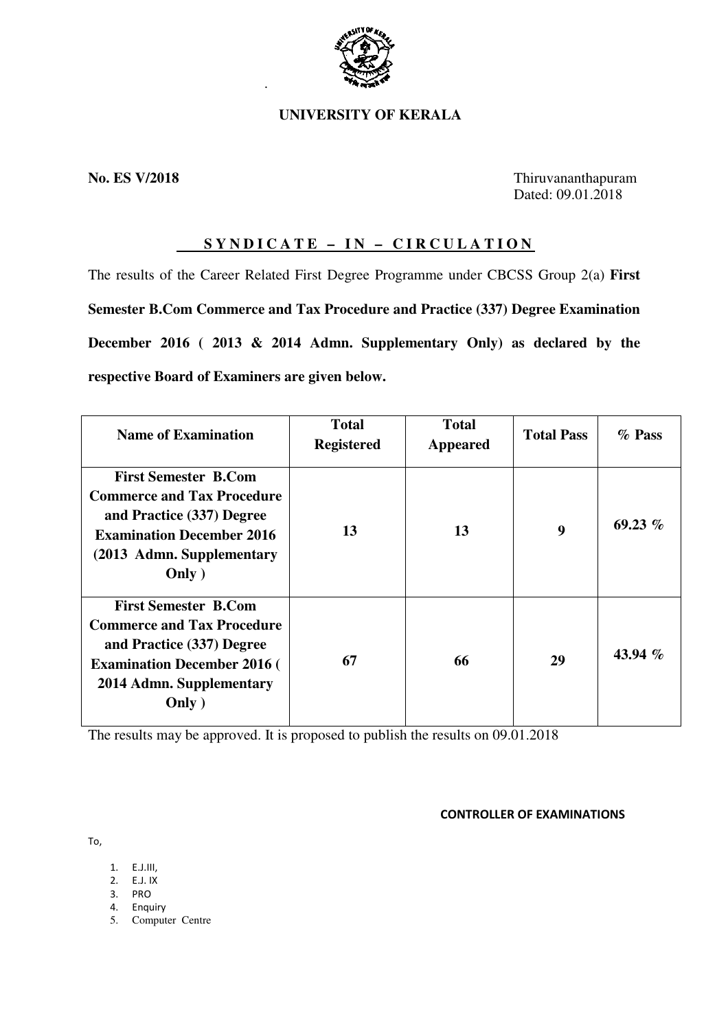# UNIVERSITY OF KERALA

**No. ES V/2018**

Thiruvananthapuram
Dated: 09.01.2018

## SYNDICATE – IN – CIRCULATION

The results of the Career Related First Degree Programme under CBCSS Group 2(a) **First Semester B.Com Commerce and Tax Procedure and Practice (337) Degree Examination December 2016 ( 2013 & 2014 Admn. Supplementary Only) as declared by the respective Board of Examiners are given below.**

| Name of Examination | Total Registered | Total Appeared | Total Pass | % Pass |
|---|---|---|---|---|
| **First Semester B.Com Commerce and Tax Procedure and Practice (337) Degree Examination December 2016 (2013 Admn. Supplementary Only )** | **13** | **13** | **9** | **69.23 %** |
| **First Semester B.Com Commerce and Tax Procedure and Practice (337) Degree Examination December 2016 ( 2014 Admn. Supplementary Only )** | **67** | **66** | **29** | **43.94 %** |

The results may be approved. It is proposed to publish the results on 09.01.2018

**CONTROLLER OF EXAMINATIONS**

To,

1. E.J.III,
2. E.J. IX
3. PRO
4. Enquiry
5. Computer Centre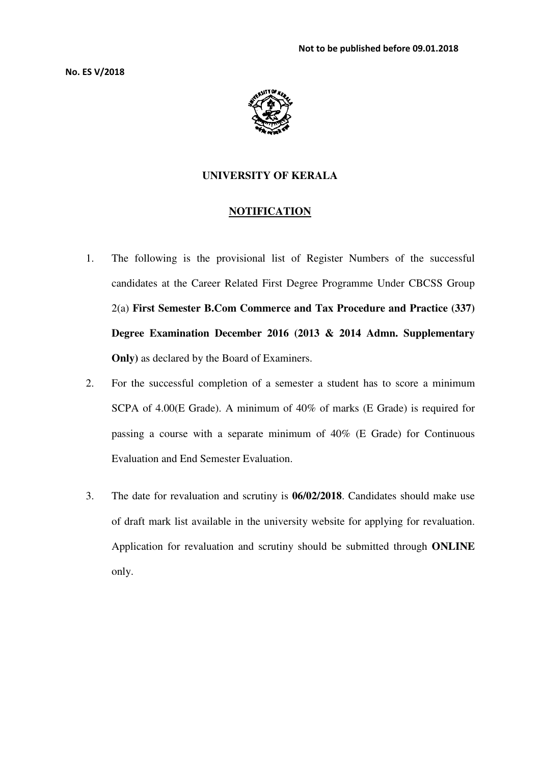**Not to be published before 09.01.2018**

**No. ES V/2018**

# UNIVERSITY OF KERALA

## NOTIFICATION

1. The following is the provisional list of Register Numbers of the successful candidates at the Career Related First Degree Programme Under CBCSS Group 2(a) **First Semester B.Com Commerce and Tax Procedure and Practice (337) Degree Examination December 2016 (2013 & 2014 Admn. Supplementary Only)** as declared by the Board of Examiners.

2. For the successful completion of a semester a student has to score a minimum SCPA of 4.00(E Grade). A minimum of 40% of marks (E Grade) is required for passing a course with a separate minimum of 40% (E Grade) for Continuous Evaluation and End Semester Evaluation.

3. The date for revaluation and scrutiny is **06/02/2018**. Candidates should make use of draft mark list available in the university website for applying for revaluation. Application for revaluation and scrutiny should be submitted through **ONLINE** only.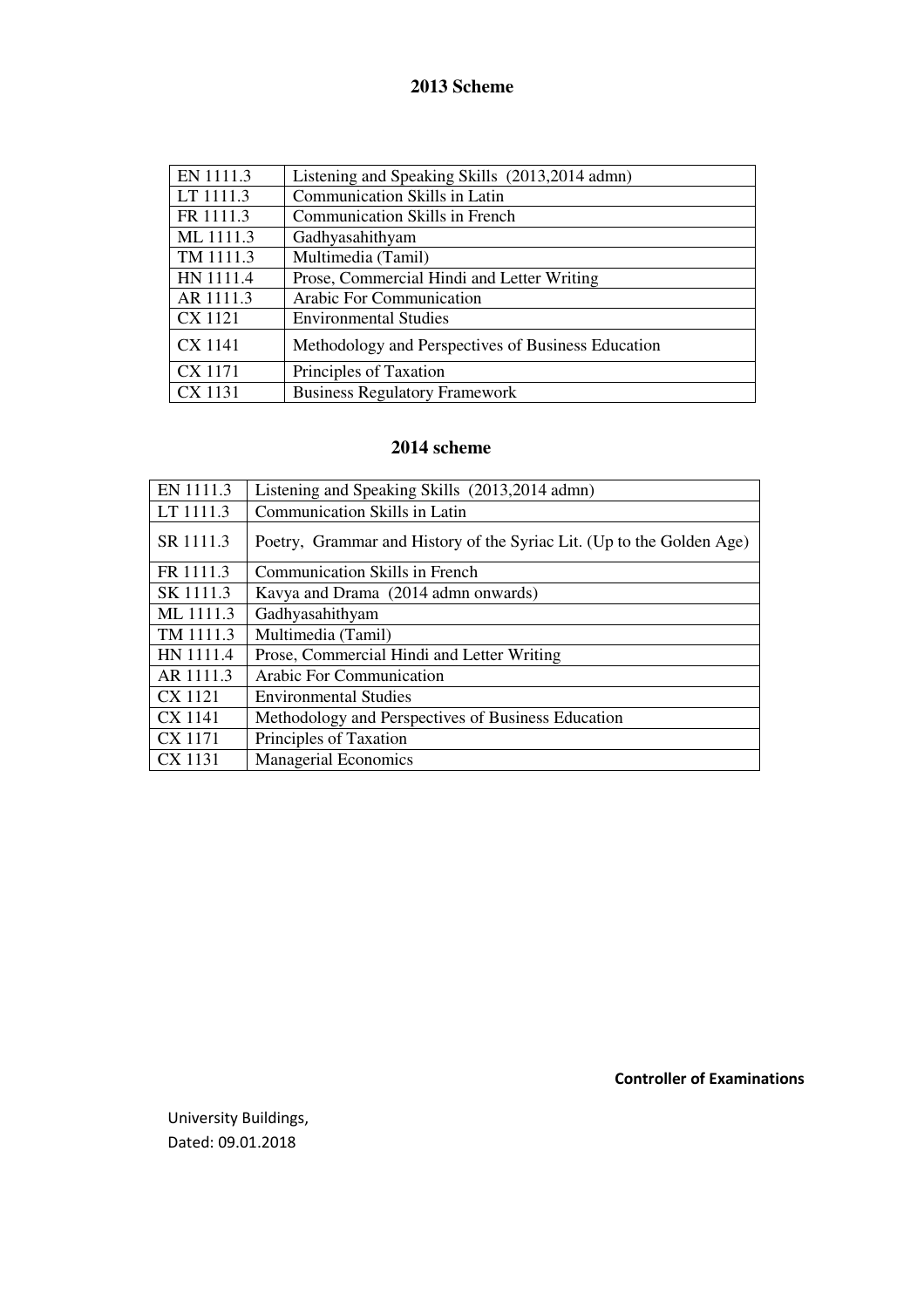## 2013 Scheme

| | |
|---|---|
| EN 1111.3 | Listening and Speaking Skills (2013,2014 admn) |
| LT 1111.3 | Communication Skills in Latin |
| FR 1111.3 | Communication Skills in French |
| ML 1111.3 | Gadhyasahithyam |
| TM 1111.3 | Multimedia (Tamil) |
| HN 1111.4 | Prose, Commercial Hindi and Letter Writing |
| AR 1111.3 | Arabic For Communication |
| CX 1121 | Environmental Studies |
| CX 1141 | Methodology and Perspectives of Business Education |
| CX 1171 | Principles of Taxation |
| CX 1131 | Business Regulatory Framework |

## 2014 scheme

| | |
|---|---|
| EN 1111.3 | Listening and Speaking Skills (2013,2014 admn) |
| LT 1111.3 | Communication Skills in Latin |
| SR 1111.3 | Poetry, Grammar and History of the Syriac Lit. (Up to the Golden Age) |
| FR 1111.3 | Communication Skills in French |
| SK 1111.3 | Kavya and Drama (2014 admn onwards) |
| ML 1111.3 | Gadhyasahithyam |
| TM 1111.3 | Multimedia (Tamil) |
| HN 1111.4 | Prose, Commercial Hindi and Letter Writing |
| AR 1111.3 | Arabic For Communication |
| CX 1121 | Environmental Studies |
| CX 1141 | Methodology and Perspectives of Business Education |
| CX 1171 | Principles of Taxation |
| CX 1131 | Managerial Economics |

**Controller of Examinations**

University Buildings,
Dated: 09.01.2018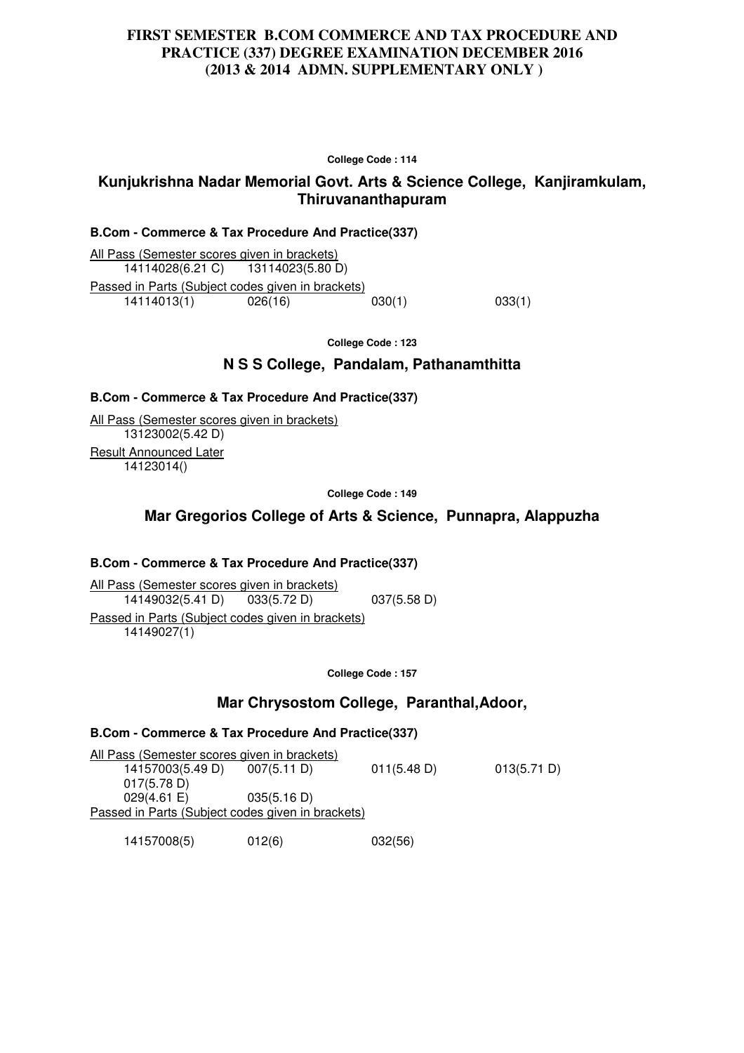# FIRST SEMESTER B.COM COMMERCE AND TAX PROCEDURE AND PRACTICE (337) DEGREE EXAMINATION DECEMBER 2016 (2013 & 2014 ADMN. SUPPLEMENTARY ONLY )

**College Code : 114**

## Kunjukrishna Nadar Memorial Govt. Arts & Science College, Kanjiramkulam, Thiruvananthapuram

### B.Com - Commerce & Tax Procedure And Practice(337)

All Pass (Semester scores given in brackets)

14114028(6.21 C) 13114023(5.80 D)

Passed in Parts (Subject codes given in brackets)

14114013(1) 026(16) 030(1) 033(1)

**College Code : 123**

## N S S College, Pandalam, Pathanamthitta

### B.Com - Commerce & Tax Procedure And Practice(337)

All Pass (Semester scores given in brackets)

13123002(5.42 D)

Result Announced Later

14123014()

**College Code : 149**

## Mar Gregorios College of Arts & Science, Punnapra, Alappuzha

### B.Com - Commerce & Tax Procedure And Practice(337)

All Pass (Semester scores given in brackets)

14149032(5.41 D) 033(5.72 D) 037(5.58 D)

Passed in Parts (Subject codes given in brackets)

14149027(1)

**College Code : 157**

## Mar Chrysostom College, Paranthal,Adoor,

### B.Com - Commerce & Tax Procedure And Practice(337)

All Pass (Semester scores given in brackets)

14157003(5.49 D) 007(5.11 D) 011(5.48 D) 013(5.71 D) 017(5.78 D)
029(4.61 E) 035(5.16 D)

Passed in Parts (Subject codes given in brackets)

14157008(5) 012(6) 032(56)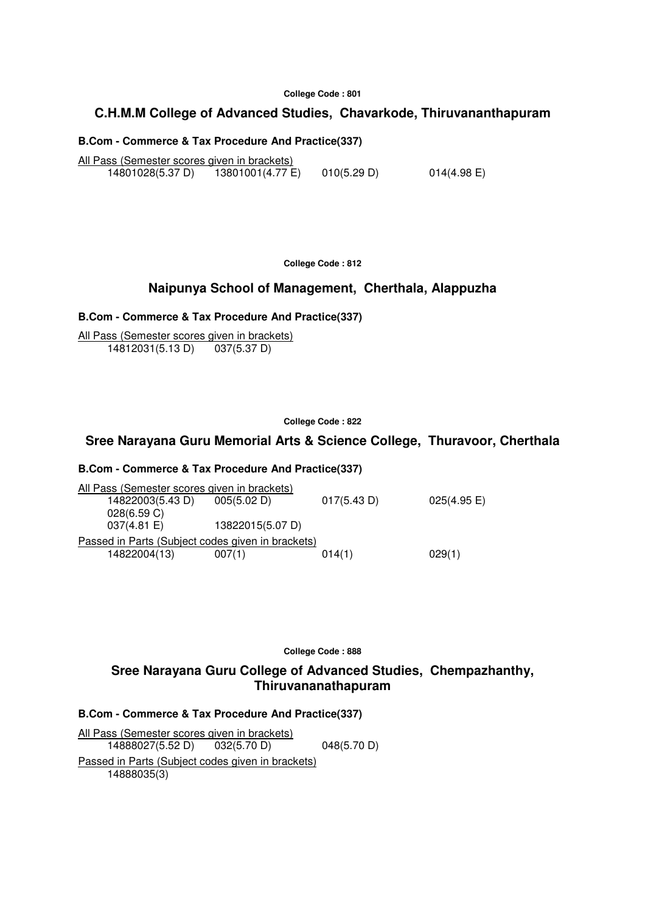**College Code : 801**

## C.H.M.M College of Advanced Studies, Chavarkode, Thiruvananthapuram

### B.Com - Commerce & Tax Procedure And Practice(337)

All Pass (Semester scores given in brackets)

14801028(5.37 D) 13801001(4.77 E) 010(5.29 D) 014(4.98 E)

**College Code : 812**

## Naipunya School of Management, Cherthala, Alappuzha

### B.Com - Commerce & Tax Procedure And Practice(337)

All Pass (Semester scores given in brackets)

14812031(5.13 D) 037(5.37 D)

**College Code : 822**

## Sree Narayana Guru Memorial Arts & Science College, Thuravoor, Cherthala

### B.Com - Commerce & Tax Procedure And Practice(337)

All Pass (Semester scores given in brackets)

14822003(5.43 D) 005(5.02 D) 017(5.43 D) 025(4.95 E)
028(6.59 C)
037(4.81 E) 13822015(5.07 D)

Passed in Parts (Subject codes given in brackets)

14822004(13) 007(1) 014(1) 029(1)

**College Code : 888**

## Sree Narayana Guru College of Advanced Studies, Chempazhanthy, Thiruvananathapuram

### B.Com - Commerce & Tax Procedure And Practice(337)

All Pass (Semester scores given in brackets)

14888027(5.52 D) 032(5.70 D) 048(5.70 D)

Passed in Parts (Subject codes given in brackets)

14888035(3)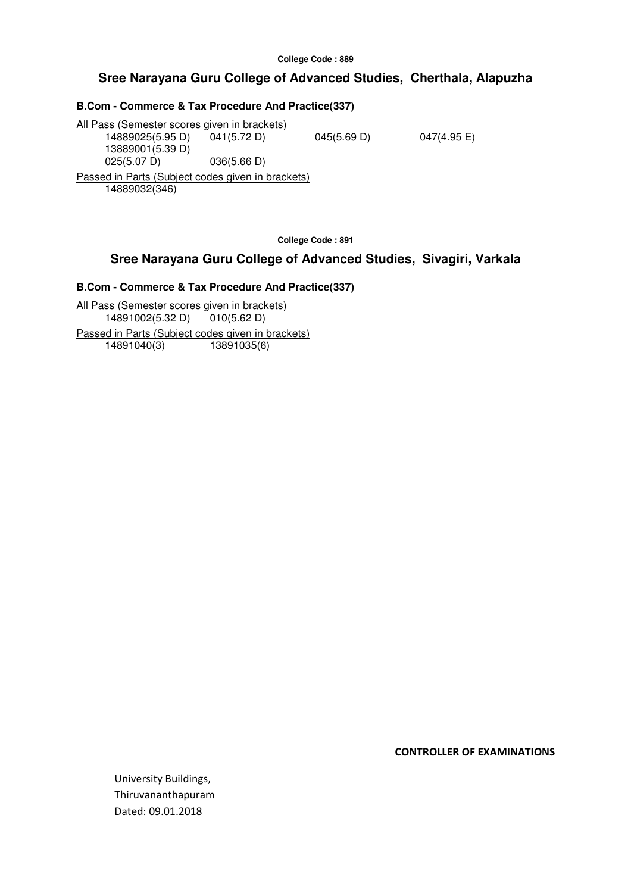**College Code : 889**

## Sree Narayana Guru College of Advanced Studies, Cherthala, Alapuzha

**B.Com - Commerce & Tax Procedure And Practice(337)**

All Pass (Semester scores given in brackets)

| | | | |
|---|---|---|---|
| 14889025(5.95 D) | 041(5.72 D) | 045(5.69 D) | 047(4.95 E) |
| 13889001(5.39 D) | | | |
| 025(5.07 D) | 036(5.66 D) | | |

Passed in Parts (Subject codes given in brackets)

14889032(346)

**College Code : 891**

## Sree Narayana Guru College of Advanced Studies, Sivagiri, Varkala

**B.Com - Commerce & Tax Procedure And Practice(337)**

All Pass (Semester scores given in brackets)

| | |
|---|---|
| 14891002(5.32 D) | 010(5.62 D) |

Passed in Parts (Subject codes given in brackets)

| | |
|---|---|
| 14891040(3) | 13891035(6) |

**CONTROLLER OF EXAMINATIONS**

University Buildings,
Thiruvananthapuram
Dated: 09.01.2018